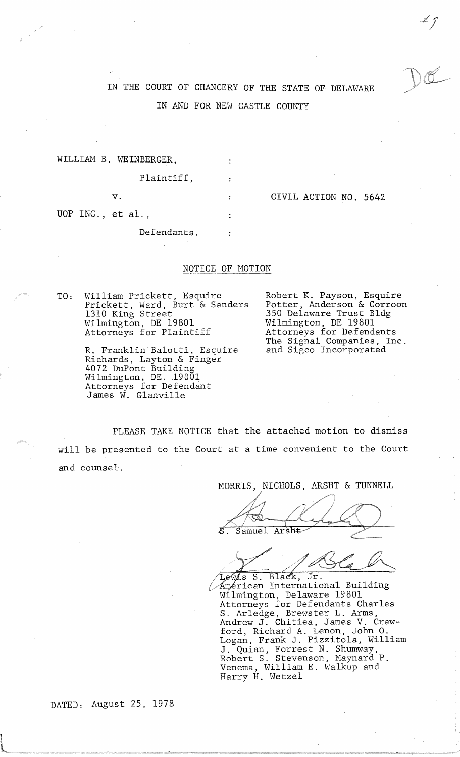IN THE COURT OF CHANCERY OF THE STATE OF DELAWARE

IN AND FOR NEW CASTLE COUNTY

| | | |
|---|---|---|
| WILLIAM B. WEINBERGER, | : | |
| Plaintiff, | : | |
| v. | : | CIVIL ACTION NO. 5642 |
| UOP INC., et al., | : | |
| Defendants. | : | |

NOTICE OF MOTION

TO: William Prickett, Esquire
Prickett, Ward, Burt & Sanders
1310 King Street
Wilmington, DE 19801
Attorneys for Plaintiff

R. Franklin Balotti, Esquire
Richards, Layton & Finger
4072 DuPont Building
Wilmington, DE. 19801
Attorneys for Defendant
James W. Glanville

Robert K. Payson, Esquire
Potter, Anderson & Corroon
350 Delaware Trust Bldg
Wilmington, DE 19801
Attorneys for Defendants
The Signal Companies, Inc.
and Sigco Incorporated

PLEASE TAKE NOTICE that the attached motion to dismiss will be presented to the Court at a time convenient to the Court and counsel.

MORRIS, NICHOLS, ARSHT & TUNNELL

S. Samuel Arsht

Lewis S. Black, Jr.
American International Building
Wilmington, Delaware 19801
Attorneys for Defendants Charles S. Arledge, Brewster L. Arms, Andrew J. Chitiea, James V. Crawford, Richard A. Lenon, John O. Logan, Frank J. Pizzitola, William J. Quinn, Forrest N. Shumway, Robert S. Stevenson, Maynard P. Venema, William E. Walkup and Harry H. Wetzel

DATED: August 25, 1978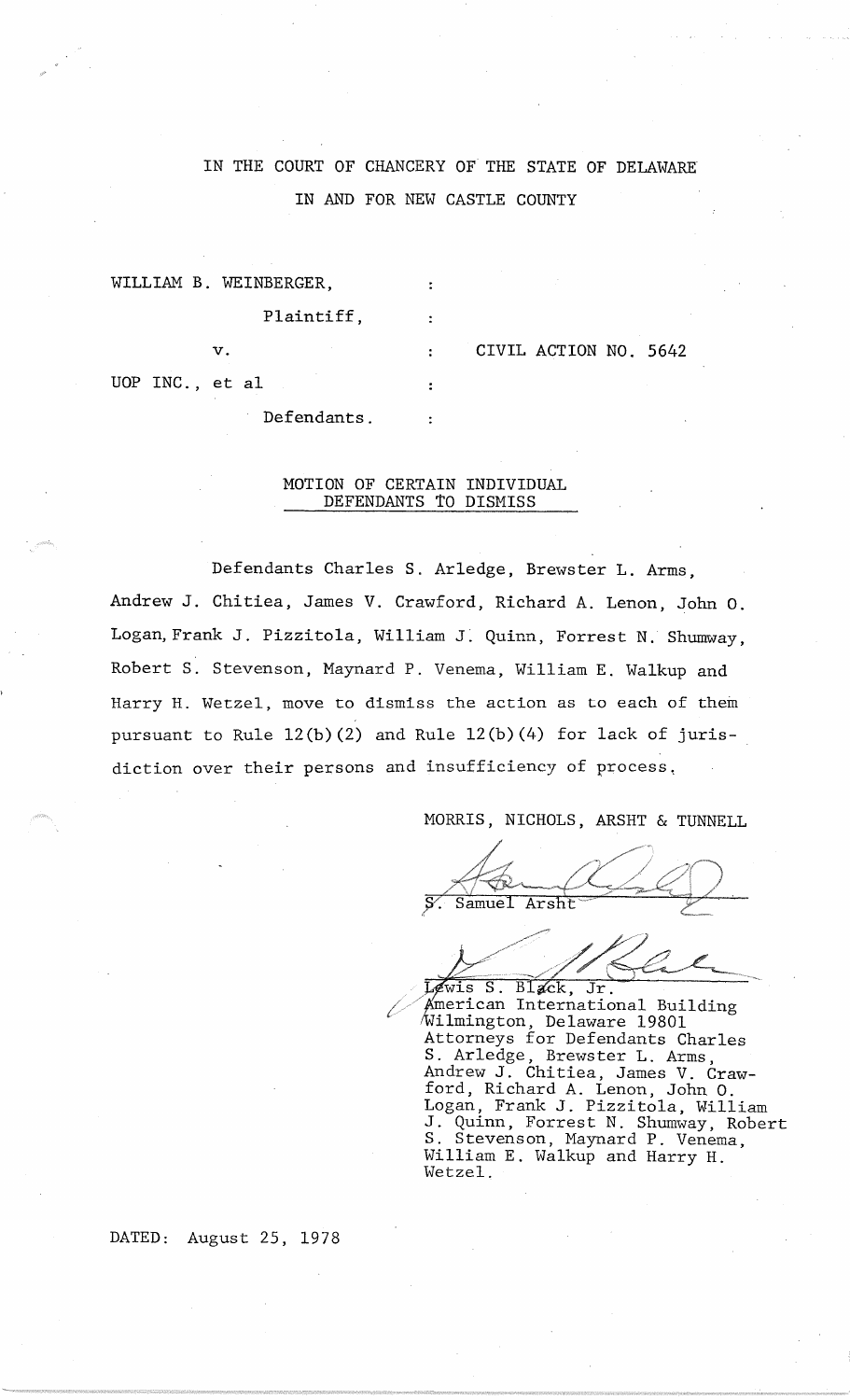IN THE COURT OF CHANCERY OF THE STATE OF DELAWARE

IN AND FOR NEW CASTLE COUNTY

| | | |
|---|---|---|
| WILLIAM B. WEINBERGER, | : | |
| Plaintiff, | : | |
| v. | : | CIVIL ACTION NO. 5642 |
| UOP INC., et al | : | |
| Defendants. | : | |

## MOTION OF CERTAIN INDIVIDUAL DEFENDANTS TO DISMISS

Defendants Charles S. Arledge, Brewster L. Arms, Andrew J. Chitiea, James V. Crawford, Richard A. Lenon, John O. Logan, Frank J. Pizzitola, William J. Quinn, Forrest N. Shumway, Robert S. Stevenson, Maynard P. Venema, William E. Walkup and Harry H. Wetzel, move to dismiss the action as to each of them pursuant to Rule 12(b)(2) and Rule 12(b)(4) for lack of jurisdiction over their persons and insufficiency of process.

MORRIS, NICHOLS, ARSHT & TUNNELL

S. Samuel Arsht

Lewis S. Black, Jr.
American International Building
Wilmington, Delaware 19801
Attorneys for Defendants Charles S. Arledge, Brewster L. Arms, Andrew J. Chitiea, James V. Crawford, Richard A. Lenon, John O. Logan, Frank J. Pizzitola, William J. Quinn, Forrest N. Shumway, Robert S. Stevenson, Maynard P. Venema, William E. Walkup and Harry H. Wetzel.

DATED: August 25, 1978